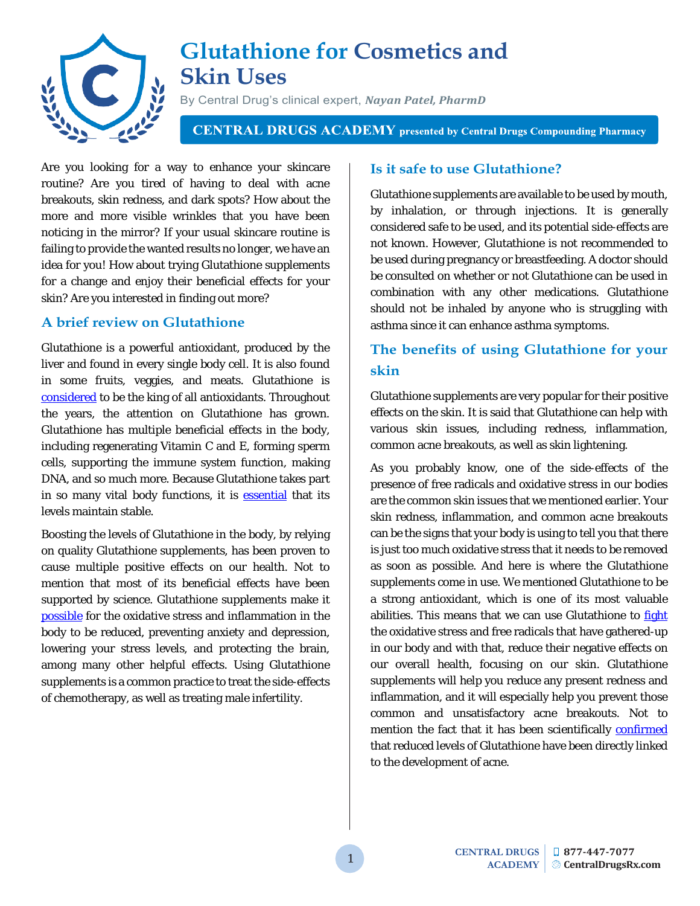# Glutathione for Cosmetics and Skin Uses

By Central Drug's clinical expert, ***Nayan Patel, PharmD***

**CENTRAL DRUGS ACADEMY presented by Central Drugs Compounding Pharmacy**

Are you looking for a way to enhance your skincare routine? Are you tired of having to deal with acne breakouts, skin redness, and dark spots? How about the more and more visible wrinkles that you have been noticing in the mirror? If your usual skincare routine is failing to provide the wanted results no longer, we have an idea for you! How about trying Glutathione supplements for a change and enjoy their beneficial effects for your skin? Are you interested in finding out more?

## A brief review on Glutathione

Glutathione is a powerful antioxidant, produced by the liver and found in every single body cell. It is also found in some fruits, veggies, and meats. Glutathione is considered to be the king of all antioxidants. Throughout the years, the attention on Glutathione has grown. Glutathione has multiple beneficial effects in the body, including regenerating Vitamin C and E, forming sperm cells, supporting the immune system function, making DNA, and so much more. Because Glutathione takes part in so many vital body functions, it is essential that its levels maintain stable.

Boosting the levels of Glutathione in the body, by relying on quality Glutathione supplements, has been proven to cause multiple positive effects on our health. Not to mention that most of its beneficial effects have been supported by science. Glutathione supplements make it possible for the oxidative stress and inflammation in the body to be reduced, preventing anxiety and depression, lowering your stress levels, and protecting the brain, among many other helpful effects. Using Glutathione supplements is a common practice to treat the side-effects of chemotherapy, as well as treating male infertility.

## Is it safe to use Glutathione?

Glutathione supplements are available to be used by mouth, by inhalation, or through injections. It is generally considered safe to be used, and its potential side-effects are not known. However, Glutathione is not recommended to be used during pregnancy or breastfeeding. A doctor should be consulted on whether or not Glutathione can be used in combination with any other medications. Glutathione should not be inhaled by anyone who is struggling with asthma since it can enhance asthma symptoms.

## The benefits of using Glutathione for your skin

Glutathione supplements are very popular for their positive effects on the skin. It is said that Glutathione can help with various skin issues, including redness, inflammation, common acne breakouts, as well as skin lightening.

As you probably know, one of the side-effects of the presence of free radicals and oxidative stress in our bodies are the common skin issues that we mentioned earlier. Your skin redness, inflammation, and common acne breakouts can be the signs that your body is using to tell you that there is just too much oxidative stress that it needs to be removed as soon as possible. And here is where the Glutathione supplements come in use. We mentioned Glutathione to be a strong antioxidant, which is one of its most valuable abilities. This means that we can use Glutathione to fight the oxidative stress and free radicals that have gathered-up in our body and with that, reduce their negative effects on our overall health, focusing on our skin. Glutathione supplements will help you reduce any present redness and inflammation, and it will especially help you prevent those common and unsatisfactory acne breakouts. Not to mention the fact that it has been scientifically confirmed that reduced levels of Glutathione have been directly linked to the development of acne.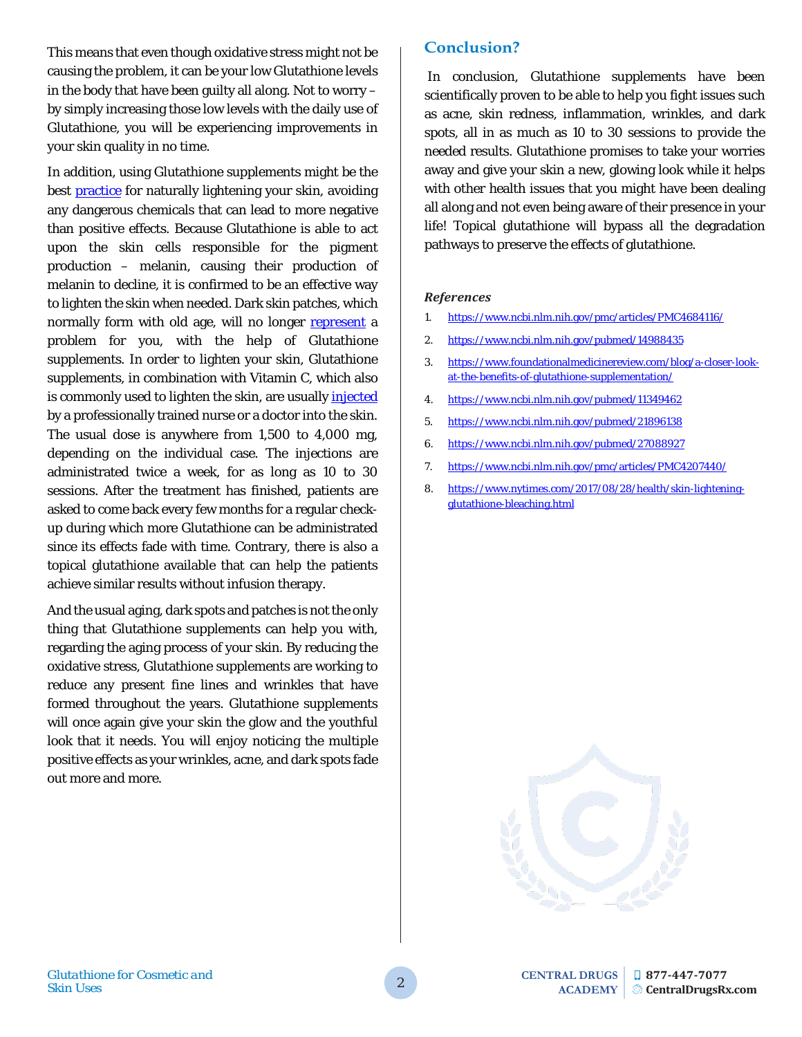This means that even though oxidative stress might not be causing the problem, it can be your low Glutathione levels in the body that have been guilty all along. Not to worry – by simply increasing those low levels with the daily use of Glutathione, you will be experiencing improvements in your skin quality in no time.

In addition, using Glutathione supplements might be the best practice for naturally lightening your skin, avoiding any dangerous chemicals that can lead to more negative than positive effects. Because Glutathione is able to act upon the skin cells responsible for the pigment production – melanin, causing their production of melanin to decline, it is confirmed to be an effective way to lighten the skin when needed. Dark skin patches, which normally form with old age, will no longer represent a problem for you, with the help of Glutathione supplements. In order to lighten your skin, Glutathione supplements, in combination with Vitamin C, which also is commonly used to lighten the skin, are usually injected by a professionally trained nurse or a doctor into the skin. The usual dose is anywhere from 1,500 to 4,000 mg, depending on the individual case. The injections are administrated twice a week, for as long as 10 to 30 sessions. After the treatment has finished, patients are asked to come back every few months for a regular check-up during which more Glutathione can be administrated since its effects fade with time. Contrary, there is also a topical glutathione available that can help the patients achieve similar results without infusion therapy.

And the usual aging, dark spots and patches is not the only thing that Glutathione supplements can help you with, regarding the aging process of your skin. By reducing the oxidative stress, Glutathione supplements are working to reduce any present fine lines and wrinkles that have formed throughout the years. Glutathione supplements will once again give your skin the glow and the youthful look that it needs. You will enjoy noticing the multiple positive effects as your wrinkles, acne, and dark spots fade out more and more.

## Conclusion?

In conclusion, Glutathione supplements have been scientifically proven to be able to help you fight issues such as acne, skin redness, inflammation, wrinkles, and dark spots, all in as much as 10 to 30 sessions to provide the needed results. Glutathione promises to take your worries away and give your skin a new, glowing look while it helps with other health issues that you might have been dealing all along and not even being aware of their presence in your life! Topical glutathione will bypass all the degradation pathways to preserve the effects of glutathione.

***References***

1. https://www.ncbi.nlm.nih.gov/pmc/articles/PMC4684116/
2. https://www.ncbi.nlm.nih.gov/pubmed/14988435
3. https://www.foundationalmedicinereview.com/blog/a-closer-look-at-the-benefits-of-glutathione-supplementation/
4. https://www.ncbi.nlm.nih.gov/pubmed/11349462
5. https://www.ncbi.nlm.nih.gov/pubmed/21896138
6. https://www.ncbi.nlm.nih.gov/pubmed/27088927
7. https://www.ncbi.nlm.nih.gov/pmc/articles/PMC4207440/
8. https://www.nytimes.com/2017/08/28/health/skin-lightening-glutathione-bleaching.html